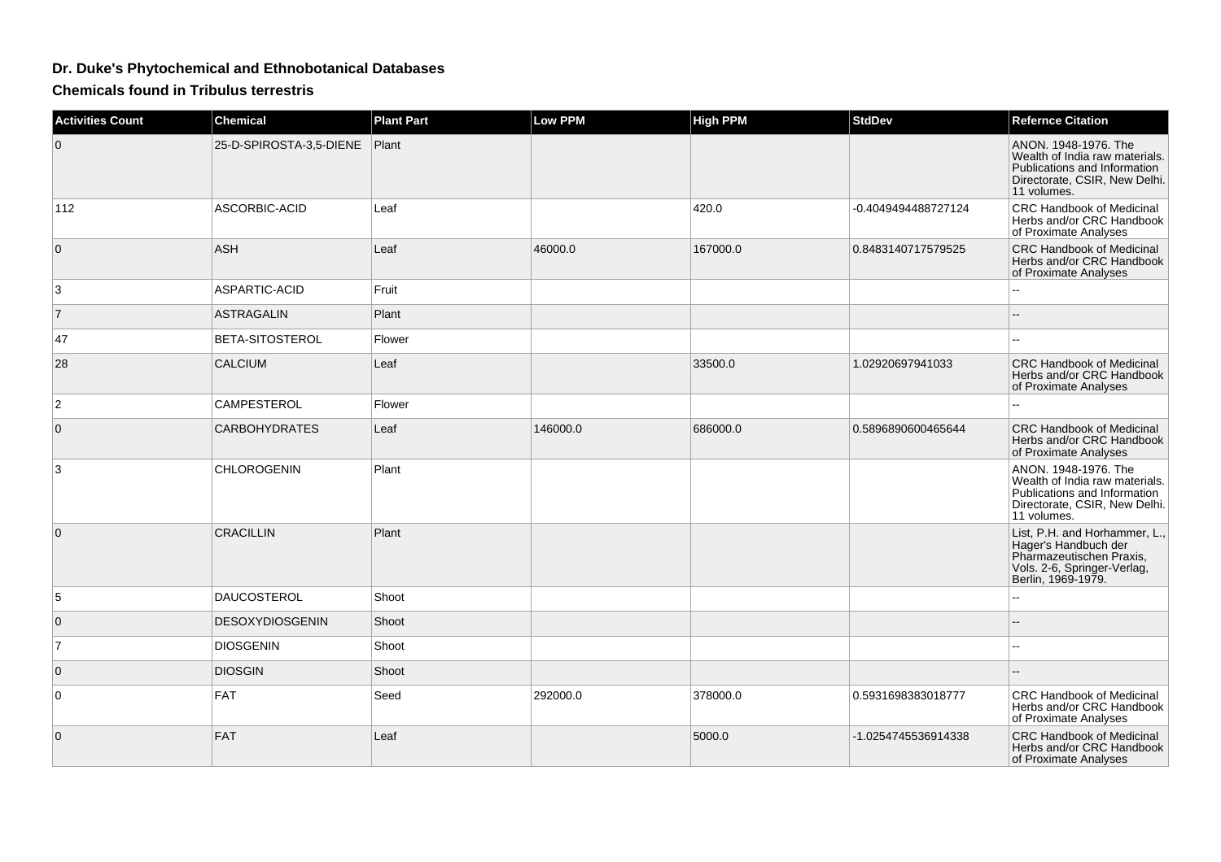# Dr. Duke's Phytochemical and Ethnobotanical Databases

## Chemicals found in Tribulus terrestris

| Activities Count | Chemical | Plant Part | Low PPM | High PPM | StdDev | Refernce Citation |
|---|---|---|---|---|---|---|
| 0 | 25-D-SPIROSTA-3,5-DIENE | Plant | | | | ANON. 1948-1976. The Wealth of India raw materials. Publications and Information Directorate, CSIR, New Delhi. 11 volumes. |
| 112 | ASCORBIC-ACID | Leaf | | 420.0 | -0.4049494488727124 | CRC Handbook of Medicinal Herbs and/or CRC Handbook of Proximate Analyses |
| 0 | ASH | Leaf | 46000.0 | 167000.0 | 0.8483140717579525 | CRC Handbook of Medicinal Herbs and/or CRC Handbook of Proximate Analyses |
| 3 | ASPARTIC-ACID | Fruit | | | | -- |
| 7 | ASTRAGALIN | Plant | | | | -- |
| 47 | BETA-SITOSTEROL | Flower | | | | -- |
| 28 | CALCIUM | Leaf | | 33500.0 | 1.02920697941033 | CRC Handbook of Medicinal Herbs and/or CRC Handbook of Proximate Analyses |
| 2 | CAMPESTEROL | Flower | | | | -- |
| 0 | CARBOHYDRATES | Leaf | 146000.0 | 686000.0 | 0.5896890600465644 | CRC Handbook of Medicinal Herbs and/or CRC Handbook of Proximate Analyses |
| 3 | CHLOROGENIN | Plant | | | | ANON. 1948-1976. The Wealth of India raw materials. Publications and Information Directorate, CSIR, New Delhi. 11 volumes. |
| 0 | CRACILLIN | Plant | | | | List, P.H. and Horhammer, L., Hager's Handbuch der Pharmazeutischen Praxis, Vols. 2-6, Springer-Verlag, Berlin, 1969-1979. |
| 5 | DAUCOSTEROL | Shoot | | | | -- |
| 0 | DESOXYDIOSGENIN | Shoot | | | | -- |
| 7 | DIOSGENIN | Shoot | | | | -- |
| 0 | DIOSGIN | Shoot | | | | -- |
| 0 | FAT | Seed | 292000.0 | 378000.0 | 0.5931698383018777 | CRC Handbook of Medicinal Herbs and/or CRC Handbook of Proximate Analyses |
| 0 | FAT | Leaf | | 5000.0 | -1.0254745536914338 | CRC Handbook of Medicinal Herbs and/or CRC Handbook of Proximate Analyses |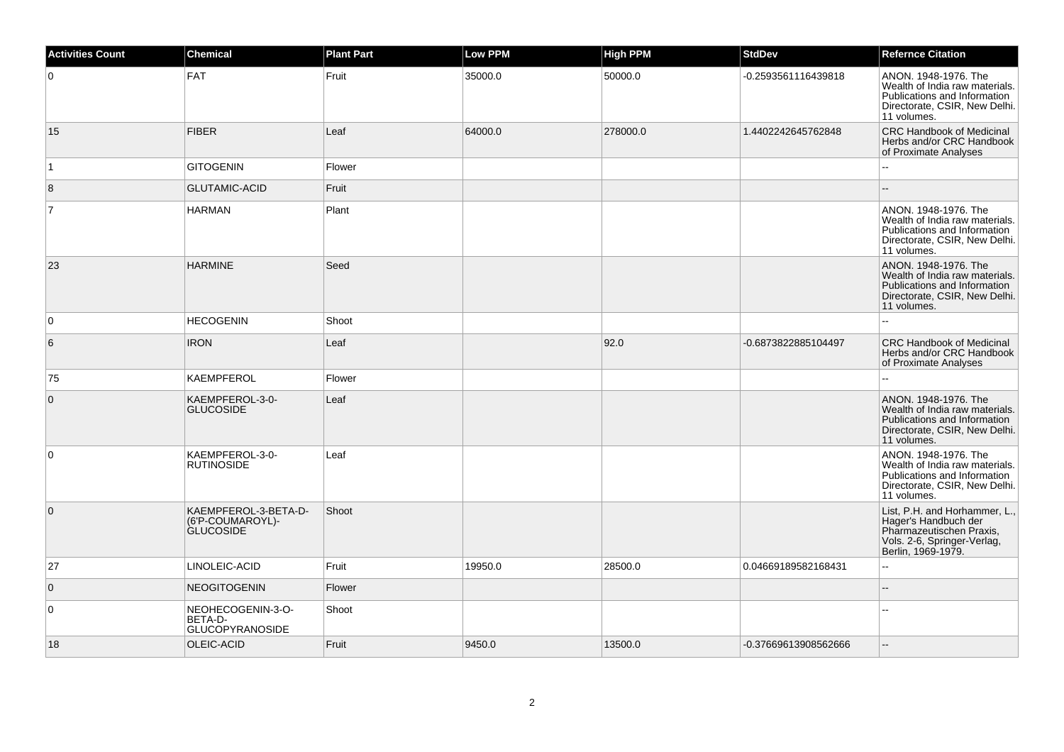| Activities Count | Chemical | Plant Part | Low PPM | High PPM | StdDev | Refernce Citation |
| --- | --- | --- | --- | --- | --- | --- |
| 0 | FAT | Fruit | 35000.0 | 50000.0 | -0.2593561116439818 | ANON. 1948-1976. The Wealth of India raw materials. Publications and Information Directorate, CSIR, New Delhi. 11 volumes. |
| 15 | FIBER | Leaf | 64000.0 | 278000.0 | 1.4402242645762848 | CRC Handbook of Medicinal Herbs and/or CRC Handbook of Proximate Analyses |
| 1 | GITOGENIN | Flower | | | | -- |
| 8 | GLUTAMIC-ACID | Fruit | | | | -- |
| 7 | HARMAN | Plant | | | | ANON. 1948-1976. The Wealth of India raw materials. Publications and Information Directorate, CSIR, New Delhi. 11 volumes. |
| 23 | HARMINE | Seed | | | | ANON. 1948-1976. The Wealth of India raw materials. Publications and Information Directorate, CSIR, New Delhi. 11 volumes. |
| 0 | HECOGENIN | Shoot | | | | -- |
| 6 | IRON | Leaf | | 92.0 | -0.6873822885104497 | CRC Handbook of Medicinal Herbs and/or CRC Handbook of Proximate Analyses |
| 75 | KAEMPFEROL | Flower | | | | -- |
| 0 | KAEMPFEROL-3-0-GLUCOSIDE | Leaf | | | | ANON. 1948-1976. The Wealth of India raw materials. Publications and Information Directorate, CSIR, New Delhi. 11 volumes. |
| 0 | KAEMPFEROL-3-0-RUTINOSIDE | Leaf | | | | ANON. 1948-1976. The Wealth of India raw materials. Publications and Information Directorate, CSIR, New Delhi. 11 volumes. |
| 0 | KAEMPFEROL-3-BETA-D-(6'P-COUMAROYL)-GLUCOSIDE | Shoot | | | | List, P.H. and Horhammer, L., Hager's Handbuch der Pharmazeutischen Praxis, Vols. 2-6, Springer-Verlag, Berlin, 1969-1979. |
| 27 | LINOLEIC-ACID | Fruit | 19950.0 | 28500.0 | 0.04669189582168431 | -- |
| 0 | NEOGITOGENIN | Flower | | | | -- |
| 0 | NEOHECOGENIN-3-O-BETA-D-GLUCOPYRANOSIDE | Shoot | | | | -- |
| 18 | OLEIC-ACID | Fruit | 9450.0 | 13500.0 | -0.37669613908562666 | -- |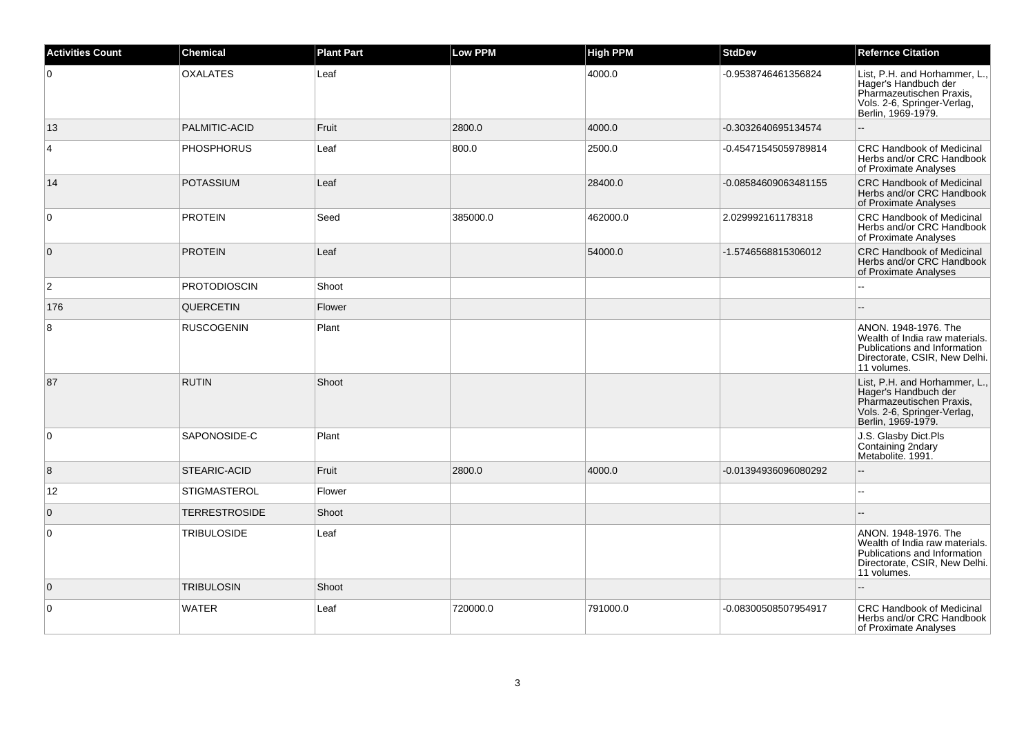| Activities Count | Chemical | Plant Part | Low PPM | High PPM | StdDev | Refernce Citation |
|---|---|---|---|---|---|---|
| 0 | OXALATES | Leaf | | 4000.0 | -0.9538746461356824 | List, P.H. and Horhammer, L., Hager's Handbuch der Pharmazeutischen Praxis, Vols. 2-6, Springer-Verlag, Berlin, 1969-1979. |
| 13 | PALMITIC-ACID | Fruit | 2800.0 | 4000.0 | -0.3032640695134574 | -- |
| 4 | PHOSPHORUS | Leaf | 800.0 | 2500.0 | -0.45471545059789814 | CRC Handbook of Medicinal Herbs and/or CRC Handbook of Proximate Analyses |
| 14 | POTASSIUM | Leaf | | 28400.0 | -0.08584609063481155 | CRC Handbook of Medicinal Herbs and/or CRC Handbook of Proximate Analyses |
| 0 | PROTEIN | Seed | 385000.0 | 462000.0 | 2.029992161178318 | CRC Handbook of Medicinal Herbs and/or CRC Handbook of Proximate Analyses |
| 0 | PROTEIN | Leaf | | 54000.0 | -1.5746568815306012 | CRC Handbook of Medicinal Herbs and/or CRC Handbook of Proximate Analyses |
| 2 | PROTODIOSCIN | Shoot | | | | -- |
| 176 | QUERCETIN | Flower | | | | -- |
| 8 | RUSCOGENIN | Plant | | | | ANON. 1948-1976. The Wealth of India raw materials. Publications and Information Directorate, CSIR, New Delhi. 11 volumes. |
| 87 | RUTIN | Shoot | | | | List, P.H. and Horhammer, L., Hager's Handbuch der Pharmazeutischen Praxis, Vols. 2-6, Springer-Verlag, Berlin, 1969-1979. |
| 0 | SAPONOSIDE-C | Plant | | | | J.S. Glasby Dict.Pls Containing 2ndary Metabolite. 1991. |
| 8 | STEARIC-ACID | Fruit | 2800.0 | 4000.0 | -0.01394936096080292 | -- |
| 12 | STIGMASTEROL | Flower | | | | -- |
| 0 | TERRESTROSIDE | Shoot | | | | -- |
| 0 | TRIBULOSIDE | Leaf | | | | ANON. 1948-1976. The Wealth of India raw materials. Publications and Information Directorate, CSIR, New Delhi. 11 volumes. |
| 0 | TRIBULOSIN | Shoot | | | | -- |
| 0 | WATER | Leaf | 720000.0 | 791000.0 | -0.08300508507954917 | CRC Handbook of Medicinal Herbs and/or CRC Handbook of Proximate Analyses |